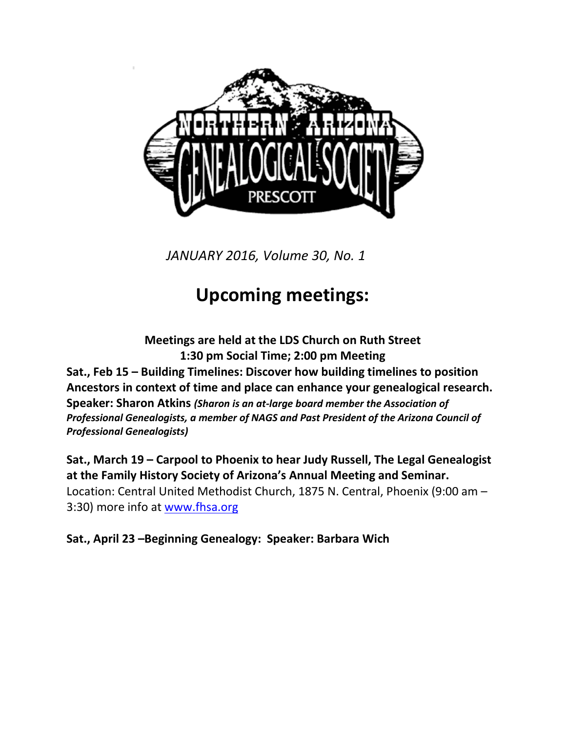NORTHERN ARIZONA GENEALOGICAL SOCIETY PRESCOTT

*JANUARY 2016, Volume 30, No. 1*

# Upcoming meetings:

**Meetings are held at the LDS Church on Ruth Street**
**1:30 pm Social Time; 2:00 pm Meeting**

**Sat., Feb 15 – Building Timelines: Discover how building timelines to position Ancestors in context of time and place can enhance your genealogical research. Speaker: Sharon Atkins** ***(Sharon is an at-large board member the Association of Professional Genealogists, a member of NAGS and Past President of the Arizona Council of Professional Genealogists)***

**Sat., March 19 – Carpool to Phoenix to hear Judy Russell, The Legal Genealogist at the Family History Society of Arizona's Annual Meeting and Seminar.** Location: Central United Methodist Church, 1875 N. Central, Phoenix (9:00 am – 3:30) more info at [www.fhsa.org](www.fhsa.org)

**Sat., April 23 –Beginning Genealogy: Speaker: Barbara Wich**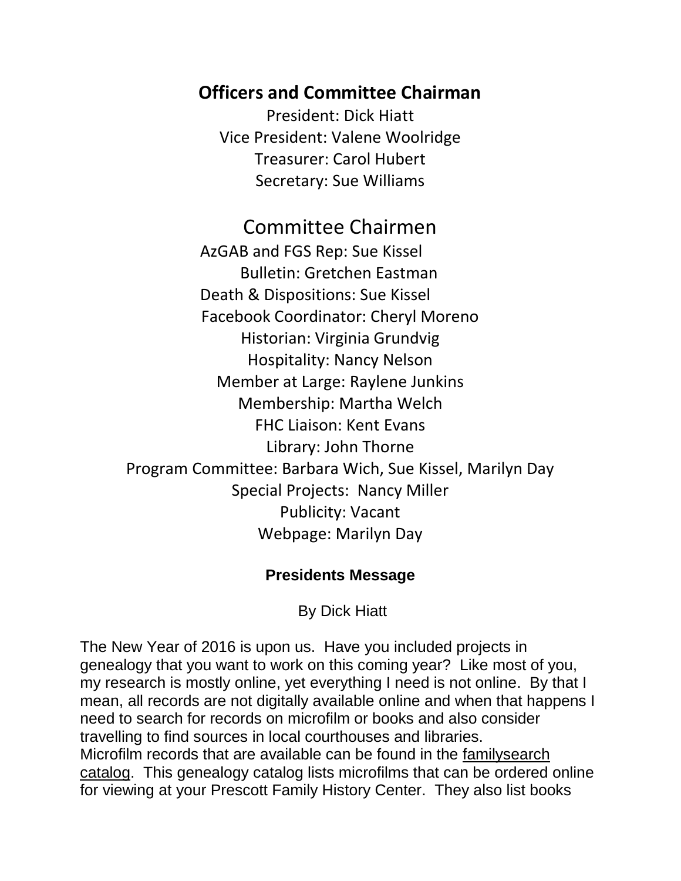## Officers and Committee Chairman

President: Dick Hiatt
Vice President: Valene Woolridge
Treasurer: Carol Hubert
Secretary: Sue Williams

## Committee Chairmen

AzGAB and FGS Rep: Sue Kissel
Bulletin: Gretchen Eastman
Death & Dispositions: Sue Kissel
Facebook Coordinator: Cheryl Moreno
Historian: Virginia Grundvig
Hospitality: Nancy Nelson
Member at Large: Raylene Junkins
Membership: Martha Welch
FHC Liaison: Kent Evans
Library: John Thorne
Program Committee: Barbara Wich, Sue Kissel, Marilyn Day
Special Projects: Nancy Miller
Publicity: Vacant
Webpage: Marilyn Day

### Presidents Message

By Dick Hiatt

The New Year of 2016 is upon us. Have you included projects in genealogy that you want to work on this coming year? Like most of you, my research is mostly online, yet everything I need is not online. By that I mean, all records are not digitally available online and when that happens I need to search for records on microfilm or books and also consider travelling to find sources in local courthouses and libraries.
Microfilm records that are available can be found in the familysearch catalog. This genealogy catalog lists microfilms that can be ordered online for viewing at your Prescott Family History Center. They also list books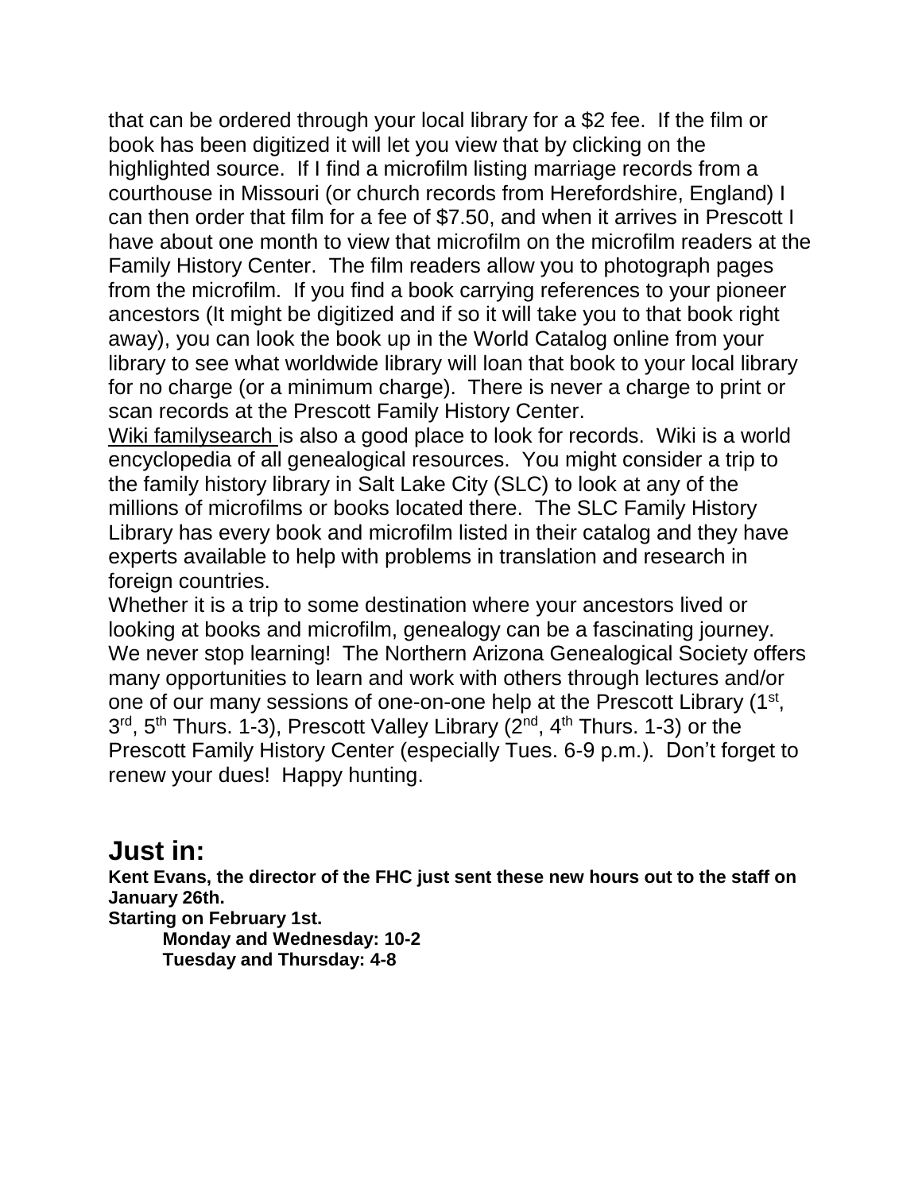that can be ordered through your local library for a $2 fee. If the film or book has been digitized it will let you view that by clicking on the highlighted source. If I find a microfilm listing marriage records from a courthouse in Missouri (or church records from Herefordshire, England) I can then order that film for a fee of $7.50, and when it arrives in Prescott I have about one month to view that microfilm on the microfilm readers at the Family History Center. The film readers allow you to photograph pages from the microfilm. If you find a book carrying references to your pioneer ancestors (It might be digitized and if so it will take you to that book right away), you can look the book up in the World Catalog online from your library to see what worldwide library will loan that book to your local library for no charge (or a minimum charge). There is never a charge to print or scan records at the Prescott Family History Center.

Wiki familysearch is also a good place to look for records. Wiki is a world encyclopedia of all genealogical resources. You might consider a trip to the family history library in Salt Lake City (SLC) to look at any of the millions of microfilms or books located there. The SLC Family History Library has every book and microfilm listed in their catalog and they have experts available to help with problems in translation and research in foreign countries.

Whether it is a trip to some destination where your ancestors lived or looking at books and microfilm, genealogy can be a fascinating journey. We never stop learning! The Northern Arizona Genealogical Society offers many opportunities to learn and work with others through lectures and/or one of our many sessions of one-on-one help at the Prescott Library (1st, 3rd, 5th Thurs. 1-3), Prescott Valley Library (2nd, 4th Thurs. 1-3) or the Prescott Family History Center (especially Tues. 6-9 p.m.). Don't forget to renew your dues! Happy hunting.

## Just in:

**Kent Evans, the director of the FHC just sent these new hours out to the staff on January 26th.**

**Starting on February 1st.**

**Monday and Wednesday: 10-2**
**Tuesday and Thursday: 4-8**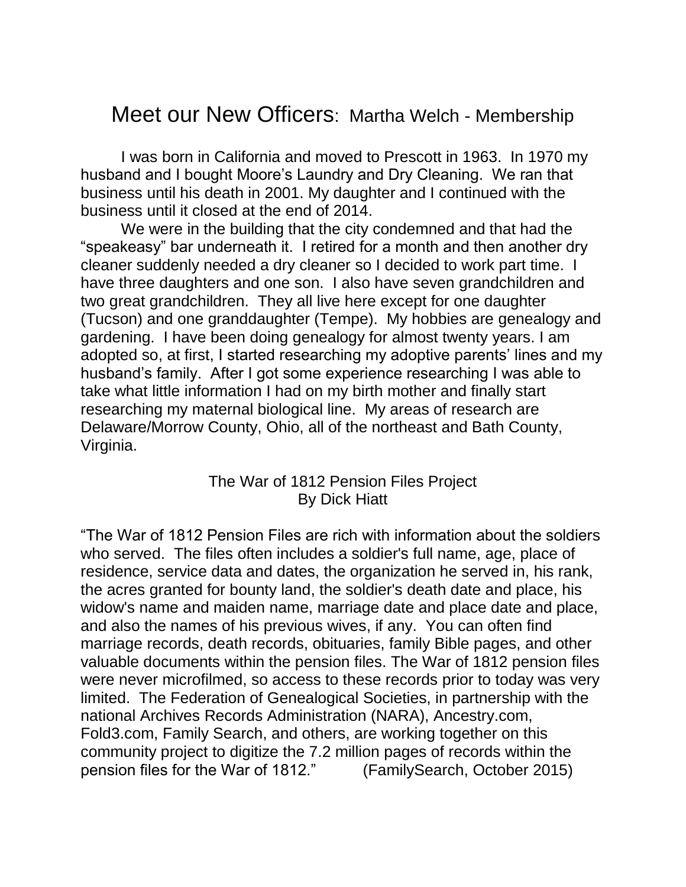# Meet our New Officers: Martha Welch - Membership

I was born in California and moved to Prescott in 1963. In 1970 my husband and I bought Moore's Laundry and Dry Cleaning. We ran that business until his death in 2001. My daughter and I continued with the business until it closed at the end of 2014.

We were in the building that the city condemned and that had the "speakeasy" bar underneath it. I retired for a month and then another dry cleaner suddenly needed a dry cleaner so I decided to work part time. I have three daughters and one son. I also have seven grandchildren and two great grandchildren. They all live here except for one daughter (Tucson) and one granddaughter (Tempe). My hobbies are genealogy and gardening. I have been doing genealogy for almost twenty years. I am adopted so, at first, I started researching my adoptive parents' lines and my husband's family. After I got some experience researching I was able to take what little information I had on my birth mother and finally start researching my maternal biological line. My areas of research are Delaware/Morrow County, Ohio, all of the northeast and Bath County, Virginia.

## The War of 1812 Pension Files Project
By Dick Hiatt

"The War of 1812 Pension Files are rich with information about the soldiers who served. The files often includes a soldier's full name, age, place of residence, service data and dates, the organization he served in, his rank, the acres granted for bounty land, the soldier's death date and place, his widow's name and maiden name, marriage date and place date and place, and also the names of his previous wives, if any. You can often find marriage records, death records, obituaries, family Bible pages, and other valuable documents within the pension files. The War of 1812 pension files were never microfilmed, so access to these records prior to today was very limited. The Federation of Genealogical Societies, in partnership with the national Archives Records Administration (NARA), Ancestry.com, Fold3.com, Family Search, and others, are working together on this community project to digitize the 7.2 million pages of records within the pension files for the War of 1812." (FamilySearch, October 2015)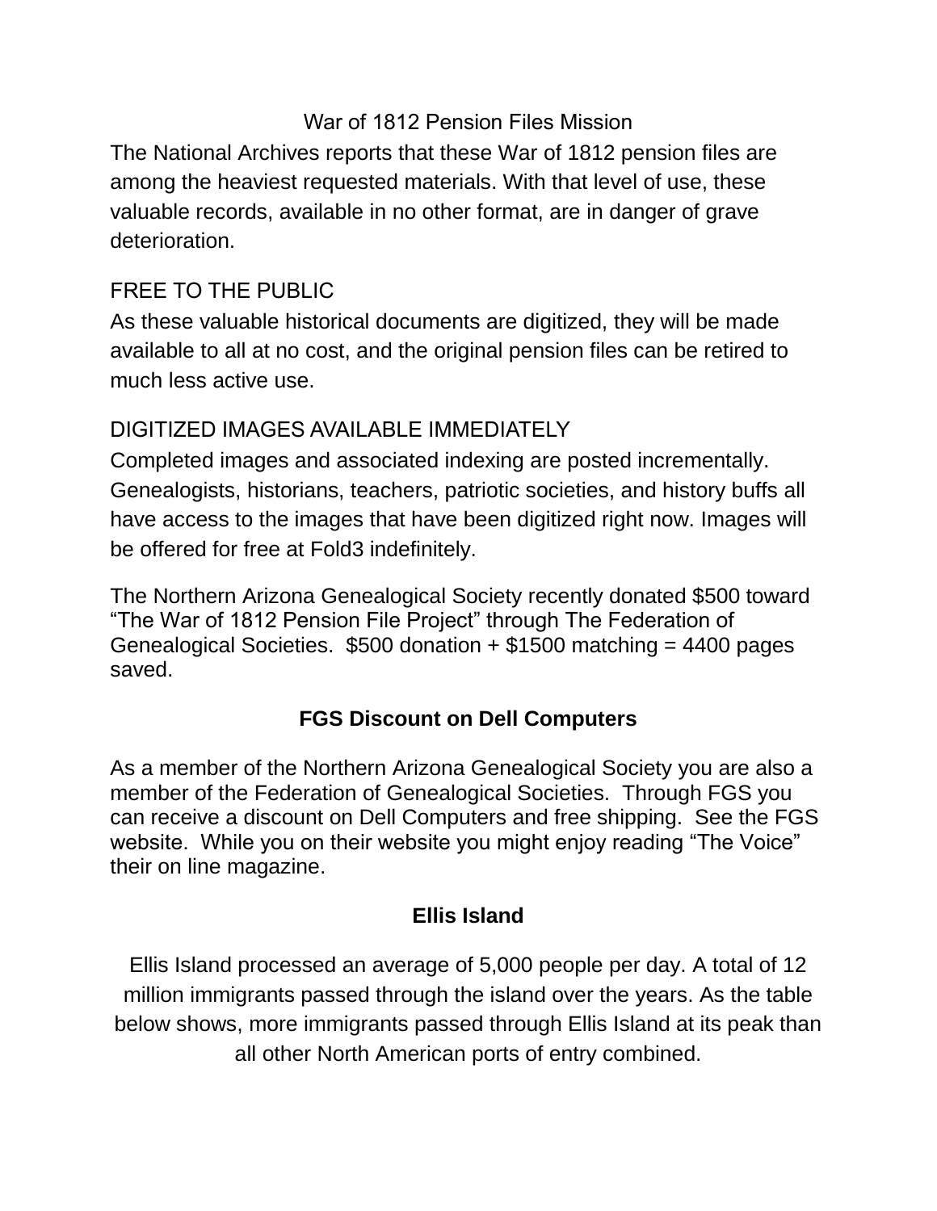## War of 1812 Pension Files Mission

The National Archives reports that these War of 1812 pension files are among the heaviest requested materials. With that level of use, these valuable records, available in no other format, are in danger of grave deterioration.

FREE TO THE PUBLIC

As these valuable historical documents are digitized, they will be made available to all at no cost, and the original pension files can be retired to much less active use.

DIGITIZED IMAGES AVAILABLE IMMEDIATELY

Completed images and associated indexing are posted incrementally. Genealogists, historians, teachers, patriotic societies, and history buffs all have access to the images that have been digitized right now. Images will be offered for free at Fold3 indefinitely.

The Northern Arizona Genealogical Society recently donated $500 toward "The War of 1812 Pension File Project" through The Federation of Genealogical Societies. $500 donation + $1500 matching = 4400 pages saved.

## FGS Discount on Dell Computers

As a member of the Northern Arizona Genealogical Society you are also a member of the Federation of Genealogical Societies. Through FGS you can receive a discount on Dell Computers and free shipping. See the FGS website. While you on their website you might enjoy reading "The Voice" their on line magazine.

## Ellis Island

Ellis Island processed an average of 5,000 people per day. A total of 12 million immigrants passed through the island over the years. As the table below shows, more immigrants passed through Ellis Island at its peak than all other North American ports of entry combined.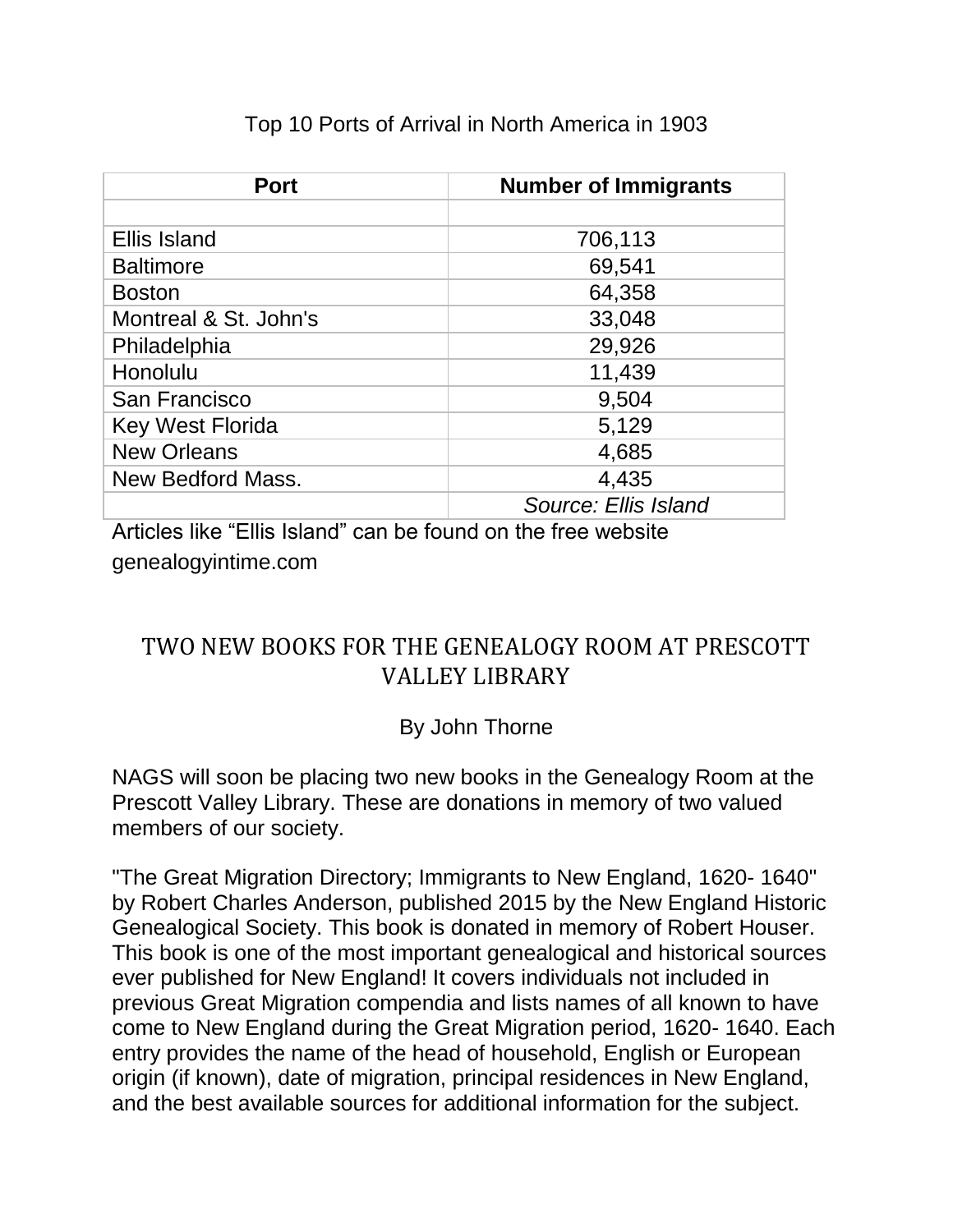Top 10 Ports of Arrival in North America in 1903

| Port | Number of Immigrants |
|---|---|
| | |
| Ellis Island | 706,113 |
| Baltimore | 69,541 |
| Boston | 64,358 |
| Montreal & St. John's | 33,048 |
| Philadelphia | 29,926 |
| Honolulu | 11,439 |
| San Francisco | 9,504 |
| Key West Florida | 5,129 |
| New Orleans | 4,685 |
| New Bedford Mass. | 4,435 |
| | *Source: Ellis Island* |

Articles like "Ellis Island" can be found on the free website genealogyintime.com

## TWO NEW BOOKS FOR THE GENEALOGY ROOM AT PRESCOTT VALLEY LIBRARY

By John Thorne

NAGS will soon be placing two new books in the Genealogy Room at the Prescott Valley Library. These are donations in memory of two valued members of our society.

"The Great Migration Directory; Immigrants to New England, 1620- 1640" by Robert Charles Anderson, published 2015 by the New England Historic Genealogical Society. This book is donated in memory of Robert Houser. This book is one of the most important genealogical and historical sources ever published for New England! It covers individuals not included in previous Great Migration compendia and lists names of all known to have come to New England during the Great Migration period, 1620- 1640. Each entry provides the name of the head of household, English or European origin (if known), date of migration, principal residences in New England, and the best available sources for additional information for the subject.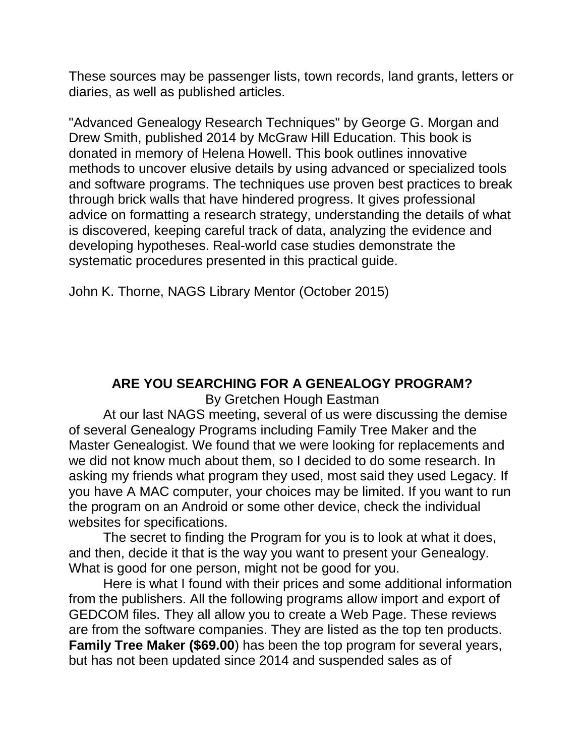These sources may be passenger lists, town records, land grants, letters or diaries, as well as published articles.

"Advanced Genealogy Research Techniques" by George G. Morgan and Drew Smith, published 2014 by McGraw Hill Education. This book is donated in memory of Helena Howell. This book outlines innovative methods to uncover elusive details by using advanced or specialized tools and software programs. The techniques use proven best practices to break through brick walls that have hindered progress. It gives professional advice on formatting a research strategy, understanding the details of what is discovered, keeping careful track of data, analyzing the evidence and developing hypotheses. Real-world case studies demonstrate the systematic procedures presented in this practical guide.

John K. Thorne, NAGS Library Mentor (October 2015)

## ARE YOU SEARCHING FOR A GENEALOGY PROGRAM?

By Gretchen Hough Eastman

At our last NAGS meeting, several of us were discussing the demise of several Genealogy Programs including Family Tree Maker and the Master Genealogist. We found that we were looking for replacements and we did not know much about them, so I decided to do some research. In asking my friends what program they used, most said they used Legacy. If you have A MAC computer, your choices may be limited. If you want to run the program on an Android or some other device, check the individual websites for specifications.

The secret to finding the Program for you is to look at what it does, and then, decide it that is the way you want to present your Genealogy. What is good for one person, might not be good for you.

Here is what I found with their prices and some additional information from the publishers. All the following programs allow import and export of GEDCOM files. They all allow you to create a Web Page. These reviews are from the software companies. They are listed as the top ten products. **Family Tree Maker ($69.00**) has been the top program for several years, but has not been updated since 2014 and suspended sales as of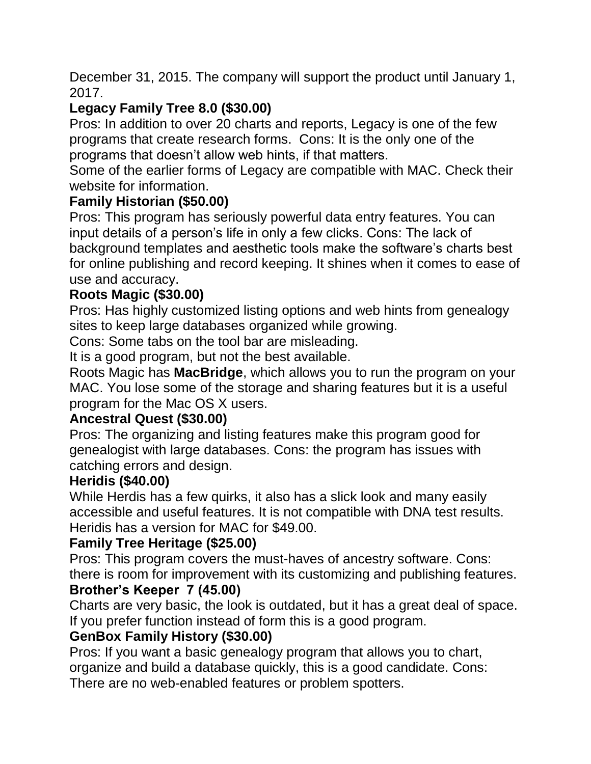December 31, 2015. The company will support the product until January 1, 2017.

**Legacy Family Tree 8.0 ($30.00)**

Pros: In addition to over 20 charts and reports, Legacy is one of the few programs that create research forms. Cons: It is the only one of the programs that doesn't allow web hints, if that matters.

Some of the earlier forms of Legacy are compatible with MAC. Check their website for information.

**Family Historian ($50.00)**

Pros: This program has seriously powerful data entry features. You can input details of a person's life in only a few clicks. Cons: The lack of background templates and aesthetic tools make the software's charts best for online publishing and record keeping. It shines when it comes to ease of use and accuracy.

**Roots Magic ($30.00)**

Pros: Has highly customized listing options and web hints from genealogy sites to keep large databases organized while growing.

Cons: Some tabs on the tool bar are misleading.

It is a good program, but not the best available.

Roots Magic has **MacBridge**, which allows you to run the program on your MAC. You lose some of the storage and sharing features but it is a useful program for the Mac OS X users.

**Ancestral Quest ($30.00)**

Pros: The organizing and listing features make this program good for genealogist with large databases. Cons: the program has issues with catching errors and design.

**Heridis ($40.00)**

While Herdis has a few quirks, it also has a slick look and many easily accessible and useful features. It is not compatible with DNA test results. Heridis has a version for MAC for $49.00.

**Family Tree Heritage ($25.00)**

Pros: This program covers the must-haves of ancestry software. Cons: there is room for improvement with its customizing and publishing features.

**Brother's Keeper 7 (45.00)**

Charts are very basic, the look is outdated, but it has a great deal of space. If you prefer function instead of form this is a good program.

**GenBox Family History ($30.00)**

Pros: If you want a basic genealogy program that allows you to chart, organize and build a database quickly, this is a good candidate. Cons: There are no web-enabled features or problem spotters.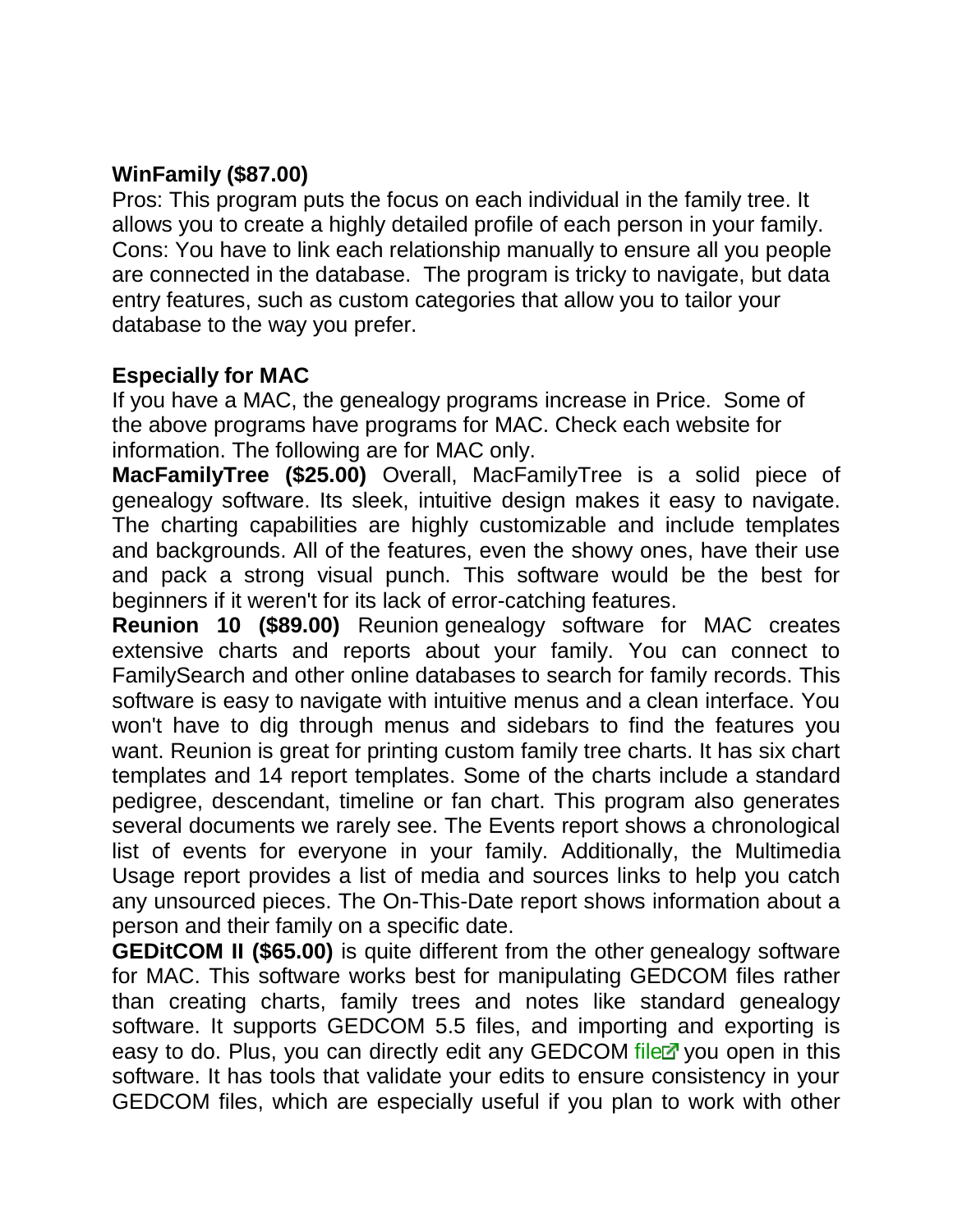**WinFamily ($87.00)**

Pros: This program puts the focus on each individual in the family tree. It allows you to create a highly detailed profile of each person in your family.
Cons: You have to link each relationship manually to ensure all you people are connected in the database. The program is tricky to navigate, but data entry features, such as custom categories that allow you to tailor your database to the way you prefer.

**Especially for MAC**

If you have a MAC, the genealogy programs increase in Price. Some of the above programs have programs for MAC. Check each website for information. The following are for MAC only.

**MacFamilyTree ($25.00)** Overall, MacFamilyTree is a solid piece of genealogy software. Its sleek, intuitive design makes it easy to navigate. The charting capabilities are highly customizable and include templates and backgrounds. All of the features, even the showy ones, have their use and pack a strong visual punch. This software would be the best for beginners if it weren't for its lack of error-catching features.

**Reunion 10 ($89.00)** Reunion genealogy software for MAC creates extensive charts and reports about your family. You can connect to FamilySearch and other online databases to search for family records. This software is easy to navigate with intuitive menus and a clean interface. You won't have to dig through menus and sidebars to find the features you want. Reunion is great for printing custom family tree charts. It has six chart templates and 14 report templates. Some of the charts include a standard pedigree, descendant, timeline or fan chart. This program also generates several documents we rarely see. The Events report shows a chronological list of events for everyone in your family. Additionally, the Multimedia Usage report provides a list of media and sources links to help you catch any unsourced pieces. The On-This-Date report shows information about a person and their family on a specific date.

**GEDitCOM II ($65.00)** is quite different from the other genealogy software for MAC. This software works best for manipulating GEDCOM files rather than creating charts, family trees and notes like standard genealogy software. It supports GEDCOM 5.5 files, and importing and exporting is easy to do. Plus, you can directly edit any GEDCOM file you open in this software. It has tools that validate your edits to ensure consistency in your GEDCOM files, which are especially useful if you plan to work with other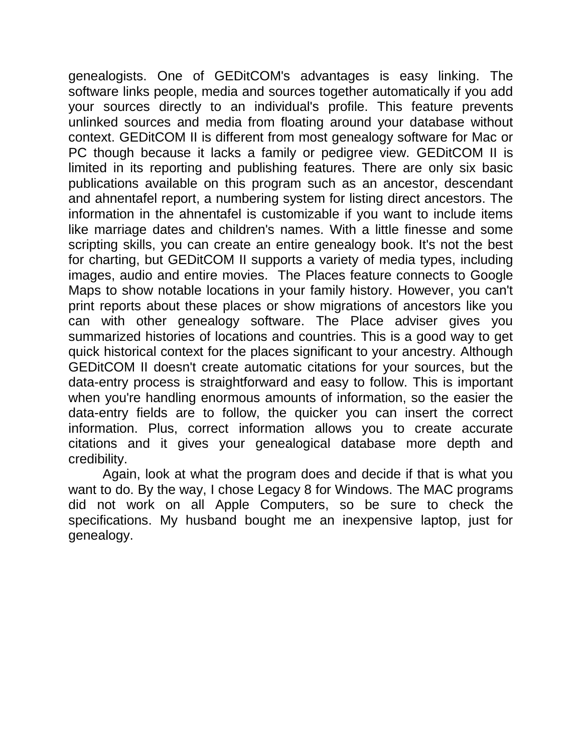genealogists. One of GEDitCOM's advantages is easy linking. The software links people, media and sources together automatically if you add your sources directly to an individual's profile. This feature prevents unlinked sources and media from floating around your database without context. GEDitCOM II is different from most genealogy software for Mac or PC though because it lacks a family or pedigree view. GEDitCOM II is limited in its reporting and publishing features. There are only six basic publications available on this program such as an ancestor, descendant and ahnentafel report, a numbering system for listing direct ancestors. The information in the ahnentafel is customizable if you want to include items like marriage dates and children's names. With a little finesse and some scripting skills, you can create an entire genealogy book. It's not the best for charting, but GEDitCOM II supports a variety of media types, including images, audio and entire movies.  The Places feature connects to Google Maps to show notable locations in your family history. However, you can't print reports about these places or show migrations of ancestors like you can with other genealogy software. The Place adviser gives you summarized histories of locations and countries. This is a good way to get quick historical context for the places significant to your ancestry. Although GEDitCOM II doesn't create automatic citations for your sources, but the data-entry process is straightforward and easy to follow. This is important when you're handling enormous amounts of information, so the easier the data-entry fields are to follow, the quicker you can insert the correct information. Plus, correct information allows you to create accurate citations and it gives your genealogical database more depth and credibility.

Again, look at what the program does and decide if that is what you want to do. By the way, I chose Legacy 8 for Windows. The MAC programs did not work on all Apple Computers, so be sure to check the specifications. My husband bought me an inexpensive laptop, just for genealogy.